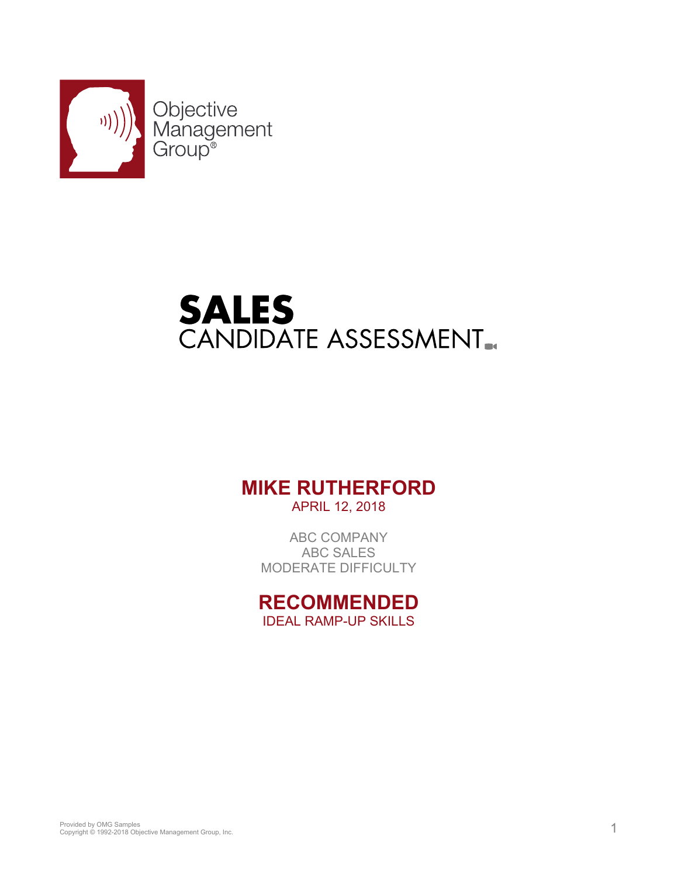Objective Management Group®

# SALES

## CANDIDATE ASSESSMENT

**MIKE RUTHERFORD**

APRIL 12, 2018

ABC COMPANY
ABC SALES
MODERATE DIFFICULTY

**RECOMMENDED**

IDEAL RAMP-UP SKILLS

Provided by OMG Samples
Copyright © 1992-2018 Objective Management Group, Inc.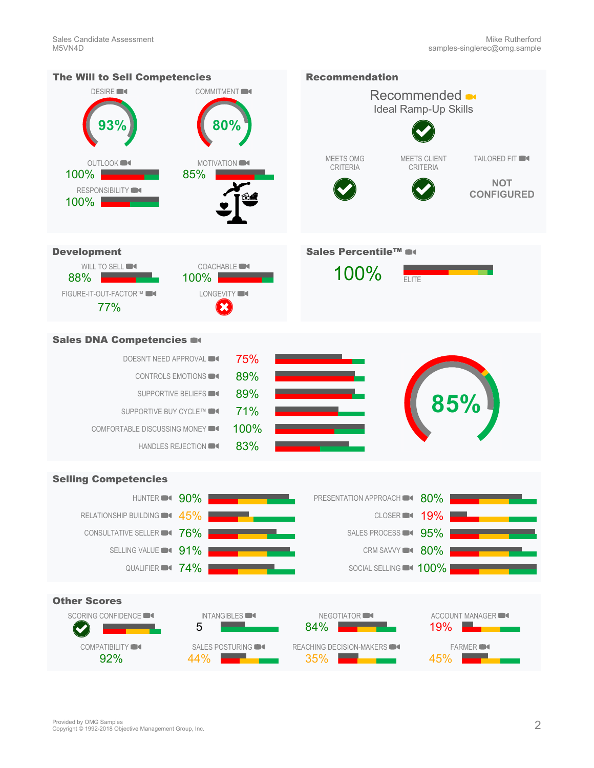## The Will to Sell Competencies

| Competency | Score |
|---|---|
| DESIRE | 93% |
| COMMITMENT | 80% |
| OUTLOOK | 100% |
| MOTIVATION | 85% |
| RESPONSIBILITY | 100% |

## Recommendation

**Recommended**

Ideal Ramp-Up Skills

| MEETS OMG CRITERIA | MEETS CLIENT CRITERIA | TAILORED FIT |
|---|---|---|
| ✔ | ✔ | NOT CONFIGURED |

## Development

| Competency | Score |
|---|---|
| WILL TO SELL | 88% |
| COACHABLE | 100% |
| FIGURE-IT-OUT-FACTOR™ | 77% |
| LONGEVITY | ✖ |

## Sales Percentile™

100%

ELITE

## Sales DNA Competencies

| Competency | Score |
|---|---|
| DOESN'T NEED APPROVAL | 75% |
| CONTROLS EMOTIONS | 89% |
| SUPPORTIVE BELIEFS | 89% |
| SUPPORTIVE BUY CYCLE™ | 71% |
| COMFORTABLE DISCUSSING MONEY | 100% |
| HANDLES REJECTION | 83% |

Overall: 85%

## Selling Competencies

| Competency | Score |
|---|---|
| HUNTER | 90% |
| RELATIONSHIP BUILDING | 45% |
| CONSULTATIVE SELLER | 76% |
| SELLING VALUE | 91% |
| QUALIFIER | 74% |
| PRESENTATION APPROACH | 80% |
| CLOSER | 19% |
| SALES PROCESS | 95% |
| CRM SAVVY | 80% |
| SOCIAL SELLING | 100% |

## Other Scores

| Score | Value |
|---|---|
| SCORING CONFIDENCE | ✔ |
| INTANGIBLES | 5 |
| NEGOTIATOR | 84% |
| ACCOUNT MANAGER | 19% |
| COMPATIBILITY | 92% |
| SALES POSTURING | 44% |
| REACHING DECISION-MAKERS | 35% |
| FARMER | 45% |

Provided by OMG Samples
Copyright © 1992-2018 Objective Management Group, Inc.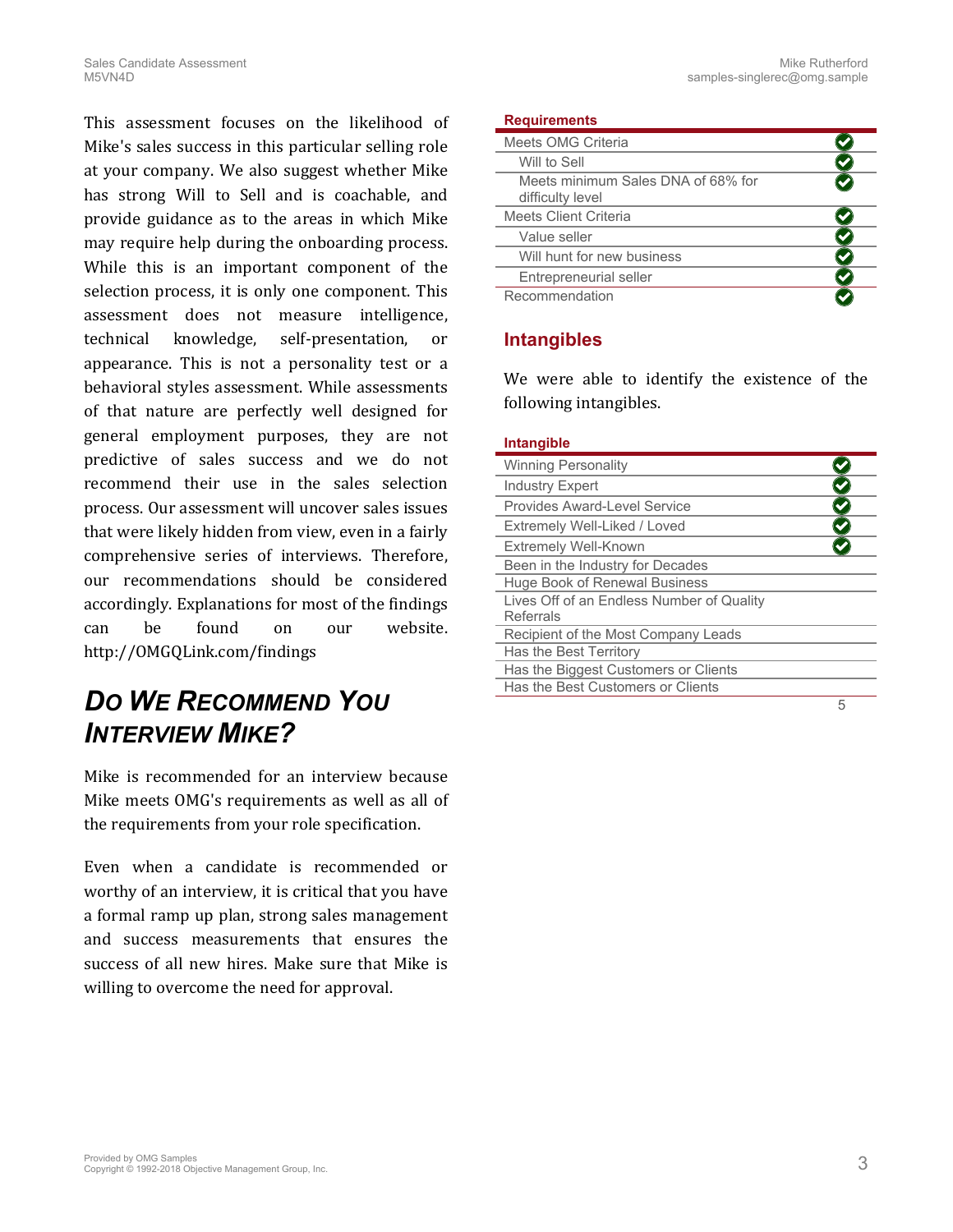This assessment focuses on the likelihood of Mike's sales success in this particular selling role at your company. We also suggest whether Mike has strong Will to Sell and is coachable, and provide guidance as to the areas in which Mike may require help during the onboarding process. While this is an important component of the selection process, it is only one component. This assessment does not measure intelligence, technical knowledge, self-presentation, or appearance. This is not a personality test or a behavioral styles assessment. While assessments of that nature are perfectly well designed for general employment purposes, they are not predictive of sales success and we do not recommend their use in the sales selection process. Our assessment will uncover sales issues that were likely hidden from view, even in a fairly comprehensive series of interviews. Therefore, our recommendations should be considered accordingly. Explanations for most of the findings can be found on our website. http://OMGQLink.com/findings

## *DO WE RECOMMEND YOU INTERVIEW MIKE?*

Mike is recommended for an interview because Mike meets OMG's requirements as well as all of the requirements from your role specification.

Even when a candidate is recommended or worthy of an interview, it is critical that you have a formal ramp up plan, strong sales management and success measurements that ensures the success of all new hires. Make sure that Mike is willing to overcome the need for approval.

| Requirements | |
|---|---|
| Meets OMG Criteria | ✔ |
| Will to Sell | ✔ |
| Meets minimum Sales DNA of 68% for difficulty level | ✔ |
| Meets Client Criteria | ✔ |
| Value seller | ✔ |
| Will hunt for new business | ✔ |
| Entrepreneurial seller | ✔ |
| Recommendation | ✔ |

## Intangibles

We were able to identify the existence of the following intangibles.

| Intangible | |
|---|---|
| Winning Personality | ✔ |
| Industry Expert | ✔ |
| Provides Award-Level Service | ✔ |
| Extremely Well-Liked / Loved | ✔ |
| Extremely Well-Known | ✔ |
| Been in the Industry for Decades | |
| Huge Book of Renewal Business | |
| Lives Off of an Endless Number of Quality Referrals | |
| Recipient of the Most Company Leads | |
| Has the Best Territory | |
| Has the Biggest Customers or Clients | |
| Has the Best Customers or Clients | |
| | 5 |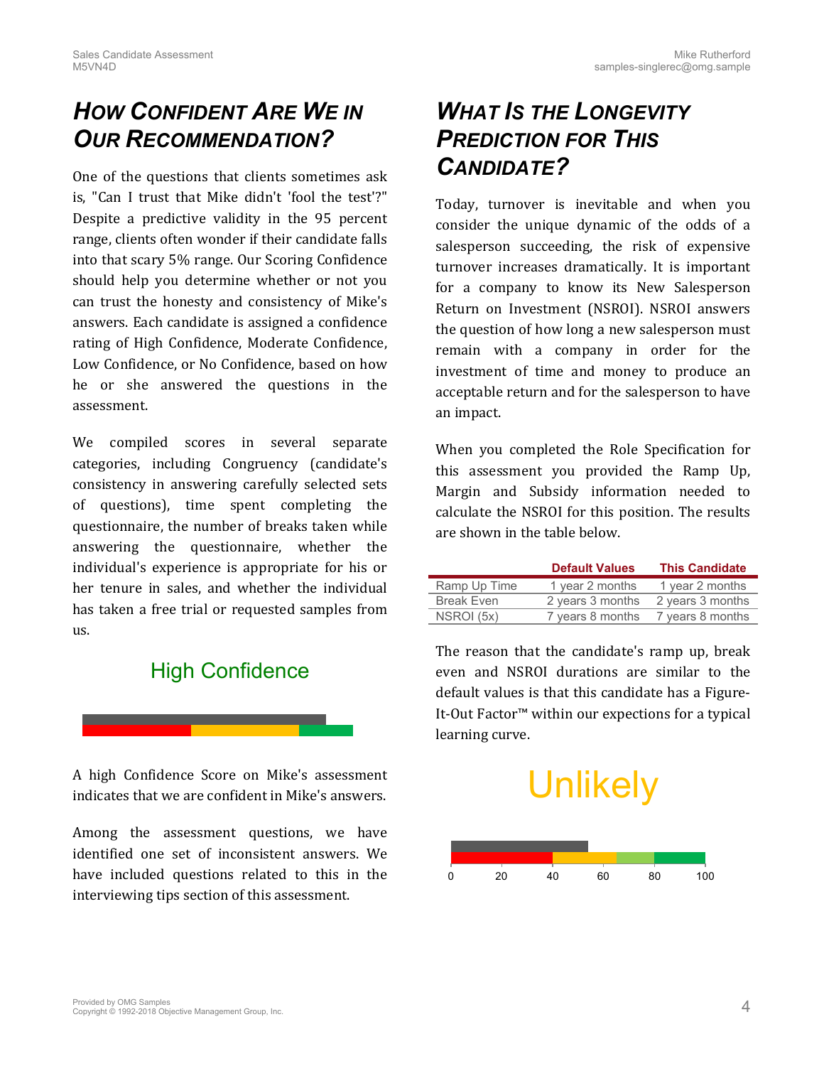## How Confident Are We in Our Recommendation?

One of the questions that clients sometimes ask is, "Can I trust that Mike didn't 'fool the test'?" Despite a predictive validity in the 95 percent range, clients often wonder if their candidate falls into that scary 5% range. Our Scoring Confidence should help you determine whether or not you can trust the honesty and consistency of Mike's answers. Each candidate is assigned a confidence rating of High Confidence, Moderate Confidence, Low Confidence, or No Confidence, based on how he or she answered the questions in the assessment.

We compiled scores in several separate categories, including Congruency (candidate's consistency in answering carefully selected sets of questions), time spent completing the questionnaire, the number of breaks taken while answering the questionnaire, whether the individual's experience is appropriate for his or her tenure in sales, and whether the individual has taken a free trial or requested samples from us.

High Confidence

A high Confidence Score on Mike's assessment indicates that we are confident in Mike's answers.

Among the assessment questions, we have identified one set of inconsistent answers. We have included questions related to this in the interviewing tips section of this assessment.

## What Is the Longevity Prediction for This Candidate?

Today, turnover is inevitable and when you consider the unique dynamic of the odds of a salesperson succeeding, the risk of expensive turnover increases dramatically. It is important for a company to know its New Salesperson Return on Investment (NSROI). NSROI answers the question of how long a new salesperson must remain with a company in order for the investment of time and money to produce an acceptable return and for the salesperson to have an impact.

When you completed the Role Specification for this assessment you provided the Ramp Up, Margin and Subsidy information needed to calculate the NSROI for this position. The results are shown in the table below.

| | Default Values | This Candidate |
|---|---|---|
| Ramp Up Time | 1 year 2 months | 1 year 2 months |
| Break Even | 2 years 3 months | 2 years 3 months |
| NSROI (5x) | 7 years 8 months | 7 years 8 months |

The reason that the candidate's ramp up, break even and NSROI durations are similar to the default values is that this candidate has a Figure-It-Out Factor™ within our expections for a typical learning curve.

Unlikely

0 20 40 60 80 100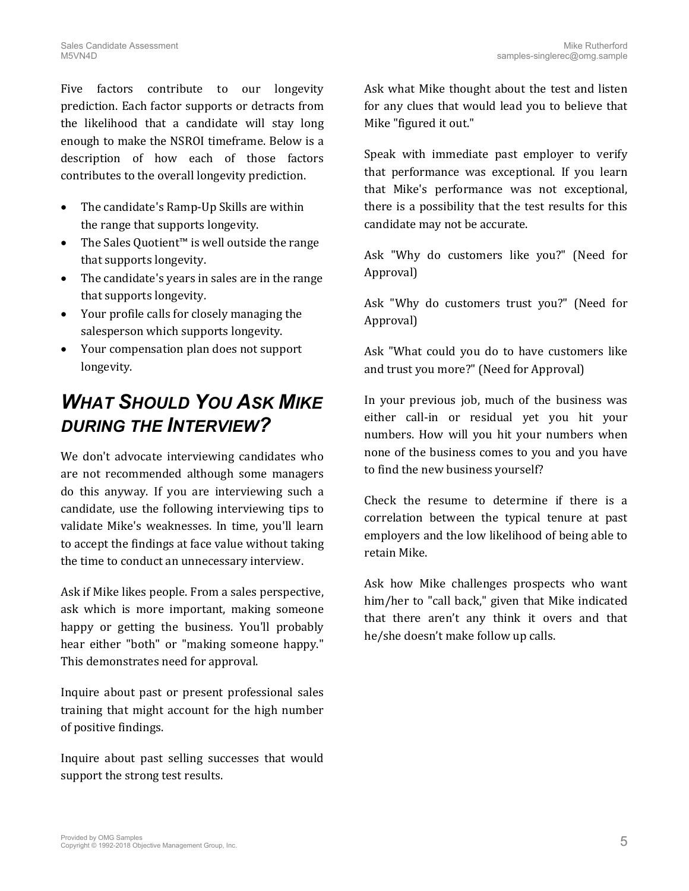Five factors contribute to our longevity prediction. Each factor supports or detracts from the likelihood that a candidate will stay long enough to make the NSROI timeframe. Below is a description of how each of those factors contributes to the overall longevity prediction.

- The candidate's Ramp-Up Skills are within the range that supports longevity.
- The Sales Quotient™ is well outside the range that supports longevity.
- The candidate's years in sales are in the range that supports longevity.
- Your profile calls for closely managing the salesperson which supports longevity.
- Your compensation plan does not support longevity.

## *What Should You Ask Mike during the Interview?*

We don't advocate interviewing candidates who are not recommended although some managers do this anyway. If you are interviewing such a candidate, use the following interviewing tips to validate Mike's weaknesses. In time, you'll learn to accept the findings at face value without taking the time to conduct an unnecessary interview.

Ask if Mike likes people. From a sales perspective, ask which is more important, making someone happy or getting the business. You'll probably hear either "both" or "making someone happy." This demonstrates need for approval.

Inquire about past or present professional sales training that might account for the high number of positive findings.

Inquire about past selling successes that would support the strong test results.

Ask what Mike thought about the test and listen for any clues that would lead you to believe that Mike "figured it out."

Speak with immediate past employer to verify that performance was exceptional. If you learn that Mike's performance was not exceptional, there is a possibility that the test results for this candidate may not be accurate.

Ask "Why do customers like you?" (Need for Approval)

Ask "Why do customers trust you?" (Need for Approval)

Ask "What could you do to have customers like and trust you more?" (Need for Approval)

In your previous job, much of the business was either call-in or residual yet you hit your numbers. How will you hit your numbers when none of the business comes to you and you have to find the new business yourself?

Check the resume to determine if there is a correlation between the typical tenure at past employers and the low likelihood of being able to retain Mike.

Ask how Mike challenges prospects who want him/her to "call back," given that Mike indicated that there aren't any think it overs and that he/she doesn't make follow up calls.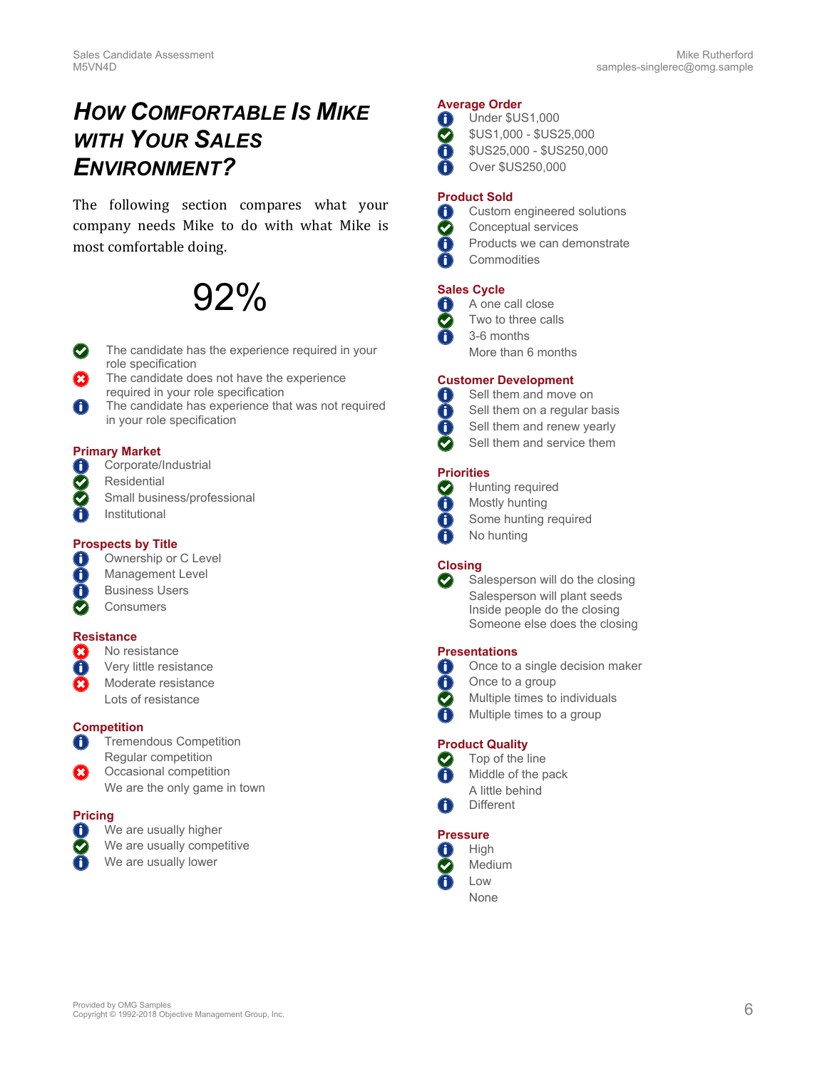# How Comfortable Is Mike with Your Sales Environment?

The following section compares what your company needs Mike to do with what Mike is most comfortable doing.

92%

- ✅ The candidate has the experience required in your role specification
- ❌ The candidate does not have the experience required in your role specification
- ℹ️ The candidate has experience that was not required in your role specification

**Primary Market**
- ℹ️ Corporate/Industrial
- ✅ Residential
- ✅ Small business/professional
- ℹ️ Institutional

**Prospects by Title**
- ℹ️ Ownership or C Level
- ℹ️ Management Level
- ℹ️ Business Users
- ✅ Consumers

**Resistance**
- ❌ No resistance
- ℹ️ Very little resistance
- ❌ Moderate resistance
- Lots of resistance

**Competition**
- ℹ️ Tremendous Competition
- Regular competition
- ❌ Occasional competition
- We are the only game in town

**Pricing**
- ℹ️ We are usually higher
- ✅ We are usually competitive
- ℹ️ We are usually lower

**Average Order**
- ℹ️ Under $US1,000
- ✅ $US1,000 - $US25,000
- ℹ️ $US25,000 - $US250,000
- ℹ️ Over $US250,000

**Product Sold**
- ℹ️ Custom engineered solutions
- ✅ Conceptual services
- ℹ️ Products we can demonstrate
- ℹ️ Commodities

**Sales Cycle**
- ℹ️ A one call close
- ✅ Two to three calls
- ℹ️ 3-6 months
- More than 6 months

**Customer Development**
- ℹ️ Sell them and move on
- ℹ️ Sell them on a regular basis
- ℹ️ Sell them and renew yearly
- ✅ Sell them and service them

**Priorities**
- ✅ Hunting required
- ℹ️ Mostly hunting
- ℹ️ Some hunting required
- ℹ️ No hunting

**Closing**
- ✅ Salesperson will do the closing
- Salesperson will plant seeds
- Inside people do the closing
- Someone else does the closing

**Presentations**
- ℹ️ Once to a single decision maker
- ℹ️ Once to a group
- ✅ Multiple times to individuals
- ℹ️ Multiple times to a group

**Product Quality**
- ✅ Top of the line
- ℹ️ Middle of the pack
- A little behind
- ℹ️ Different

**Pressure**
- ℹ️ High
- ✅ Medium
- ℹ️ Low
- None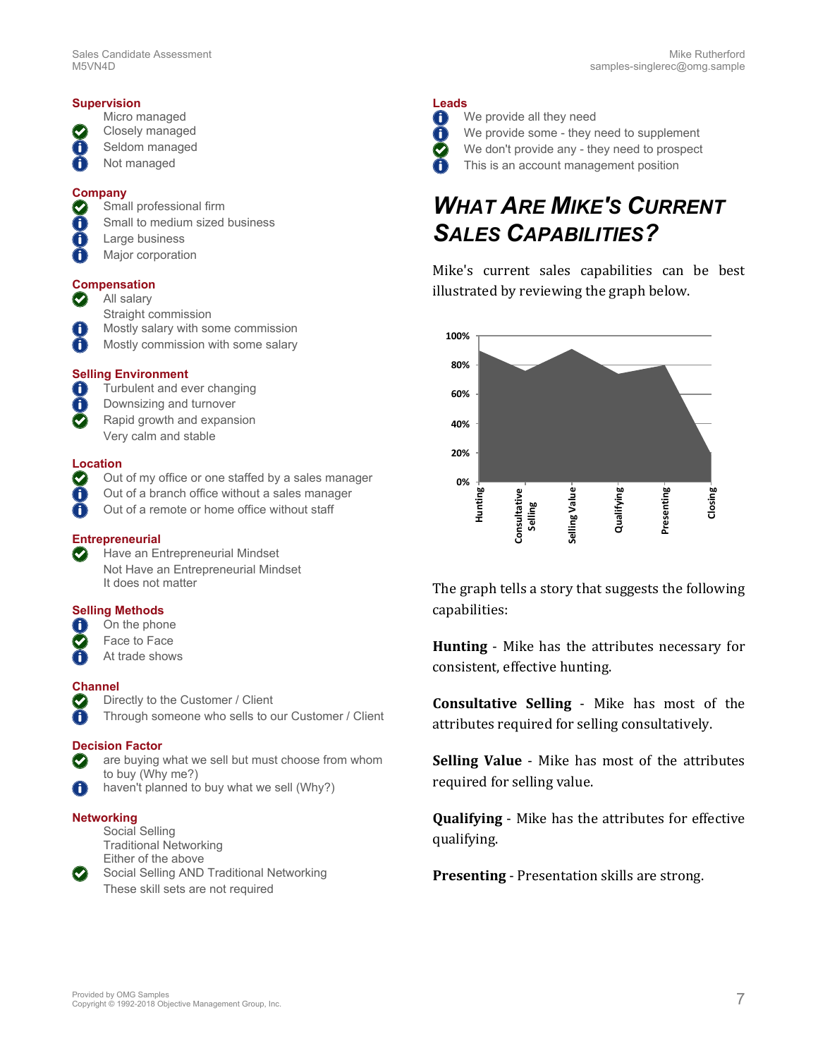**Supervision**

- Micro managed
- ✅ Closely managed
- ℹ️ Seldom managed
- ℹ️ Not managed

**Company**

- ✅ Small professional firm
- ℹ️ Small to medium sized business
- ℹ️ Large business
- ℹ️ Major corporation

**Compensation**

- ✅ All salary
- Straight commission
- ℹ️ Mostly salary with some commission
- ℹ️ Mostly commission with some salary

**Selling Environment**

- ℹ️ Turbulent and ever changing
- ℹ️ Downsizing and turnover
- ✅ Rapid growth and expansion
- Very calm and stable

**Location**

- ✅ Out of my office or one staffed by a sales manager
- ℹ️ Out of a branch office without a sales manager
- ℹ️ Out of a remote or home office without staff

**Entrepreneurial**

- ✅ Have an Entrepreneurial Mindset
- Not Have an Entrepreneurial Mindset
- It does not matter

**Selling Methods**

- ℹ️ On the phone
- ✅ Face to Face
- ℹ️ At trade shows

**Channel**

- ✅ Directly to the Customer / Client
- ℹ️ Through someone who sells to our Customer / Client

**Decision Factor**

- ✅ are buying what we sell but must choose from whom to buy (Why me?)
- ℹ️ haven't planned to buy what we sell (Why?)

**Networking**

- Social Selling
- Traditional Networking
- Either of the above
- ✅ Social Selling AND Traditional Networking
- These skill sets are not required

**Leads**

- ℹ️ We provide all they need
- ℹ️ We provide some - they need to supplement
- ✅ We don't provide any - they need to prospect
- ℹ️ This is an account management position

## *What Are Mike's Current Sales Capabilities?*

Mike's current sales capabilities can be best illustrated by reviewing the graph below.

| Capability | Value (approx.) |
| --- | --- |
| Hunting | 90% |
| Consultative Selling | 76% |
| Selling Value | 91% |
| Qualifying | 74% |
| Presenting | 80% |
| Closing | 20% |

The graph tells a story that suggests the following capabilities:

**Hunting** - Mike has the attributes necessary for consistent, effective hunting.

**Consultative Selling** - Mike has most of the attributes required for selling consultatively.

**Selling Value** - Mike has most of the attributes required for selling value.

**Qualifying** - Mike has the attributes for effective qualifying.

**Presenting** - Presentation skills are strong.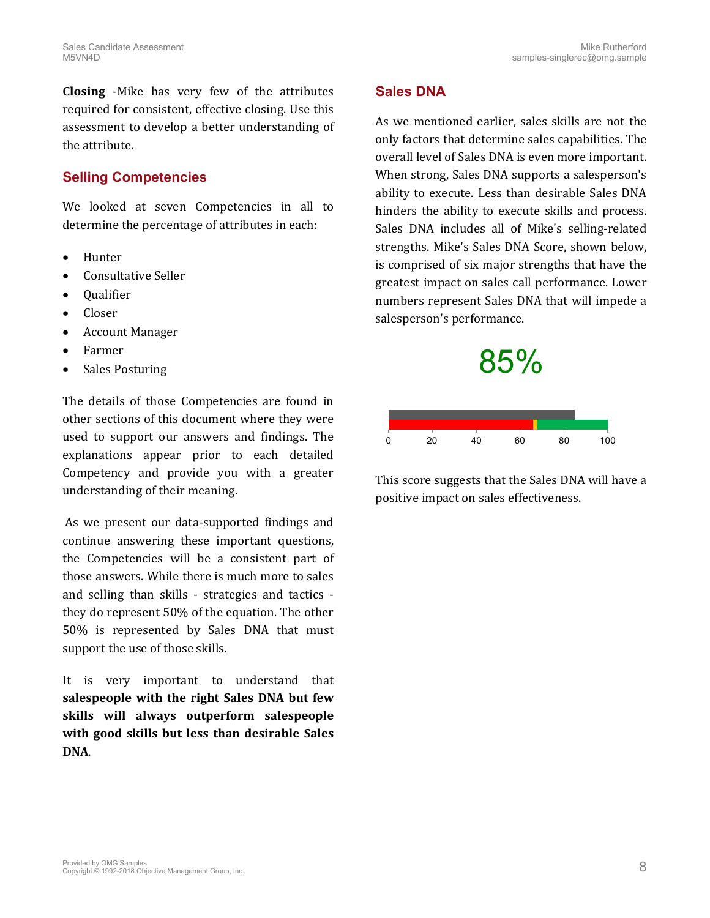**Closing** -Mike has very few of the attributes required for consistent, effective closing. Use this assessment to develop a better understanding of the attribute.

## Selling Competencies

We looked at seven Competencies in all to determine the percentage of attributes in each:

- Hunter
- Consultative Seller
- Qualifier
- Closer
- Account Manager
- Farmer
- Sales Posturing

The details of those Competencies are found in other sections of this document where they were used to support our answers and findings. The explanations appear prior to each detailed Competency and provide you with a greater understanding of their meaning.

As we present our data-supported findings and continue answering these important questions, the Competencies will be a consistent part of those answers. While there is much more to sales and selling than skills - strategies and tactics - they do represent 50% of the equation. The other 50% is represented by Sales DNA that must support the use of those skills.

It is very important to understand that **salespeople with the right Sales DNA but few skills will always outperform salespeople with good skills but less than desirable Sales DNA**.

## Sales DNA

As we mentioned earlier, sales skills are not the only factors that determine sales capabilities. The overall level of Sales DNA is even more important. When strong, Sales DNA supports a salesperson's ability to execute. Less than desirable Sales DNA hinders the ability to execute skills and process. Sales DNA includes all of Mike's selling-related strengths. Mike's Sales DNA Score, shown below, is comprised of six major strengths that have the greatest impact on sales call performance. Lower numbers represent Sales DNA that will impede a salesperson's performance.

85%

0 20 40 60 80 100

This score suggests that the Sales DNA will have a positive impact on sales effectiveness.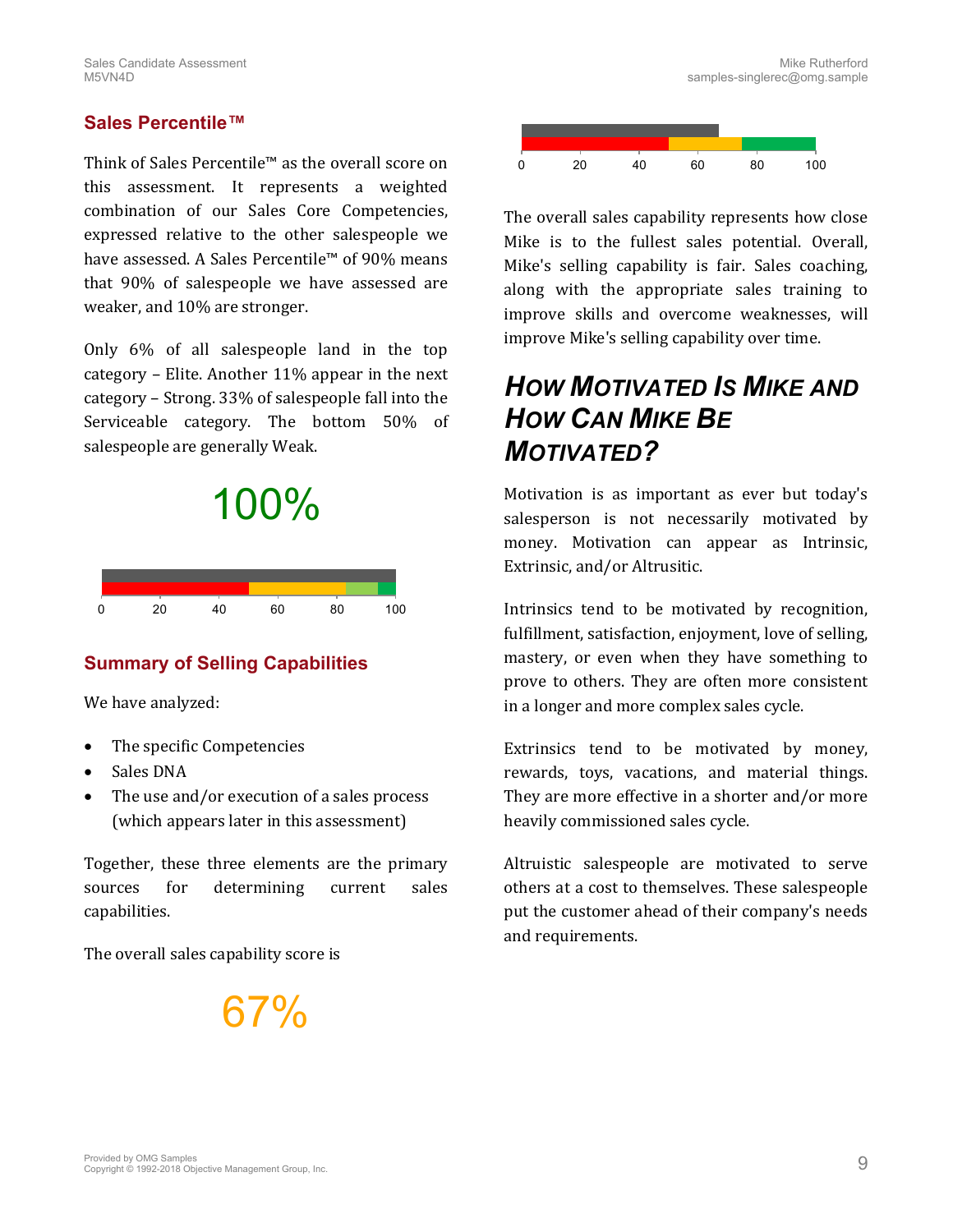## Sales Percentile™

Think of Sales Percentile™ as the overall score on this assessment. It represents a weighted combination of our Sales Core Competencies, expressed relative to the other salespeople we have assessed. A Sales Percentile™ of 90% means that 90% of salespeople we have assessed are weaker, and 10% are stronger.

Only 6% of all salespeople land in the top category – Elite. Another 11% appear in the next category – Strong. 33% of salespeople fall into the Serviceable category. The bottom 50% of salespeople are generally Weak.

100%

0 20 40 60 80 100

## Summary of Selling Capabilities

We have analyzed:

- The specific Competencies
- Sales DNA
- The use and/or execution of a sales process (which appears later in this assessment)

Together, these three elements are the primary sources for determining current sales capabilities.

The overall sales capability score is

67%

0 20 40 60 80 100

The overall sales capability represents how close Mike is to the fullest sales potential. Overall, Mike's selling capability is fair. Sales coaching, along with the appropriate sales training to improve skills and overcome weaknesses, will improve Mike's selling capability over time.

# How Motivated Is Mike and How Can Mike Be Motivated?

Motivation is as important as ever but today's salesperson is not necessarily motivated by money. Motivation can appear as Intrinsic, Extrinsic, and/or Altrusitic.

Intrinsics tend to be motivated by recognition, fulfillment, satisfaction, enjoyment, love of selling, mastery, or even when they have something to prove to others. They are often more consistent in a longer and more complex sales cycle.

Extrinsics tend to be motivated by money, rewards, toys, vacations, and material things. They are more effective in a shorter and/or more heavily commissioned sales cycle.

Altruistic salespeople are motivated to serve others at a cost to themselves. These salespeople put the customer ahead of their company's needs and requirements.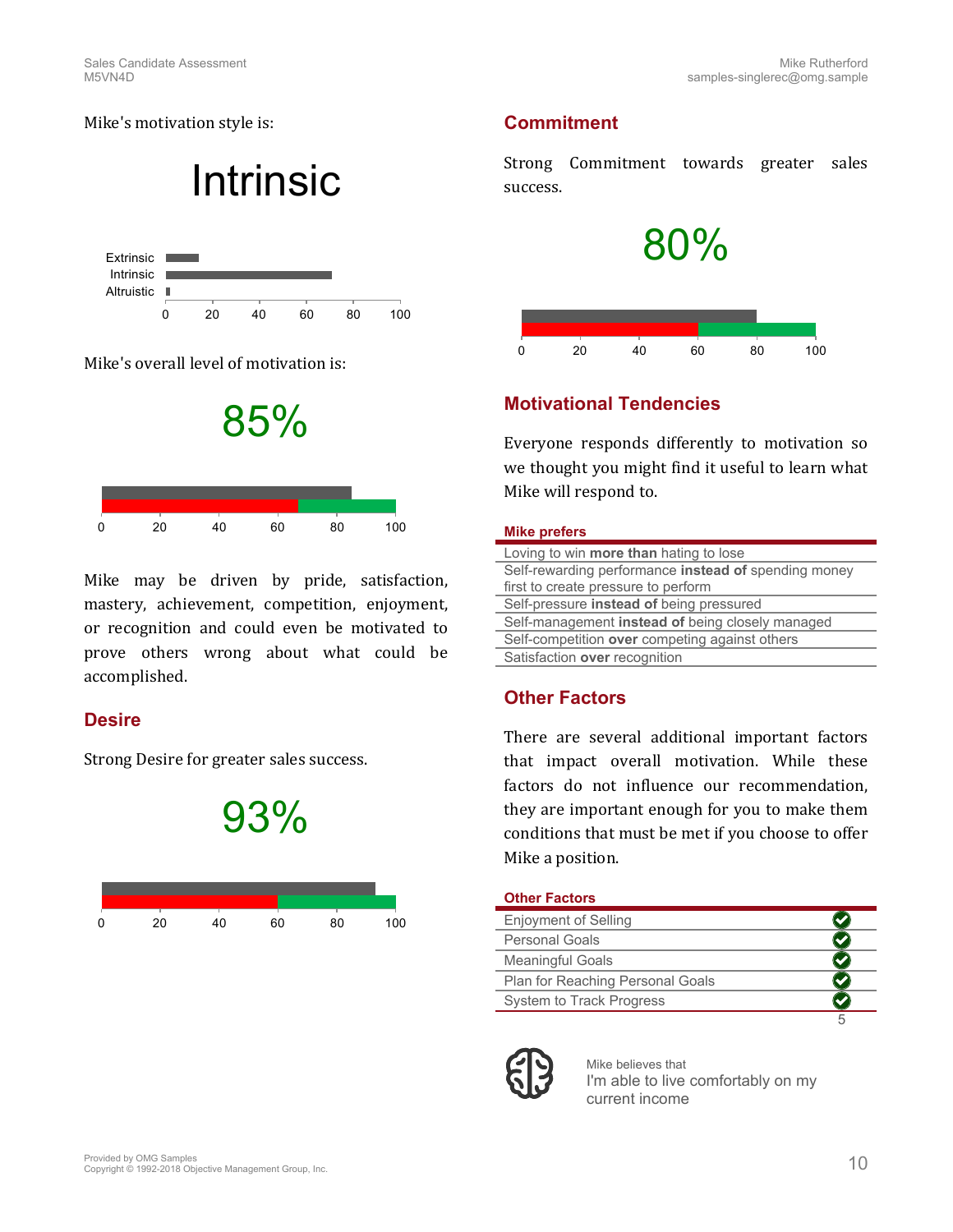Mike's motivation style is:

# Intrinsic

Mike's overall level of motivation is:

**85%**

Mike may be driven by pride, satisfaction, mastery, achievement, competition, enjoyment, or recognition and could even be motivated to prove others wrong about what could be accomplished.

## Desire

Strong Desire for greater sales success.

**93%**

## Commitment

Strong Commitment towards greater sales success.

**80%**

## Motivational Tendencies

Everyone responds differently to motivation so we thought you might find it useful to learn what Mike will respond to.

| Mike prefers |
|---|
| Loving to win **more than** hating to lose |
| Self-rewarding performance **instead of** spending money first to create pressure to perform |
| Self-pressure **instead of** being pressured |
| Self-management **instead of** being closely managed |
| Self-competition **over** competing against others |
| Satisfaction **over** recognition |

## Other Factors

There are several additional important factors that impact overall motivation. While these factors do not influence our recommendation, they are important enough for you to make them conditions that must be met if you choose to offer Mike a position.

| Other Factors | |
|---|---|
| Enjoyment of Selling | ✔ |
| Personal Goals | ✔ |
| Meaningful Goals | ✔ |
| Plan for Reaching Personal Goals | ✔ |
| System to Track Progress | ✔ |
| | 5 |

Mike believes that
I'm able to live comfortably on my current income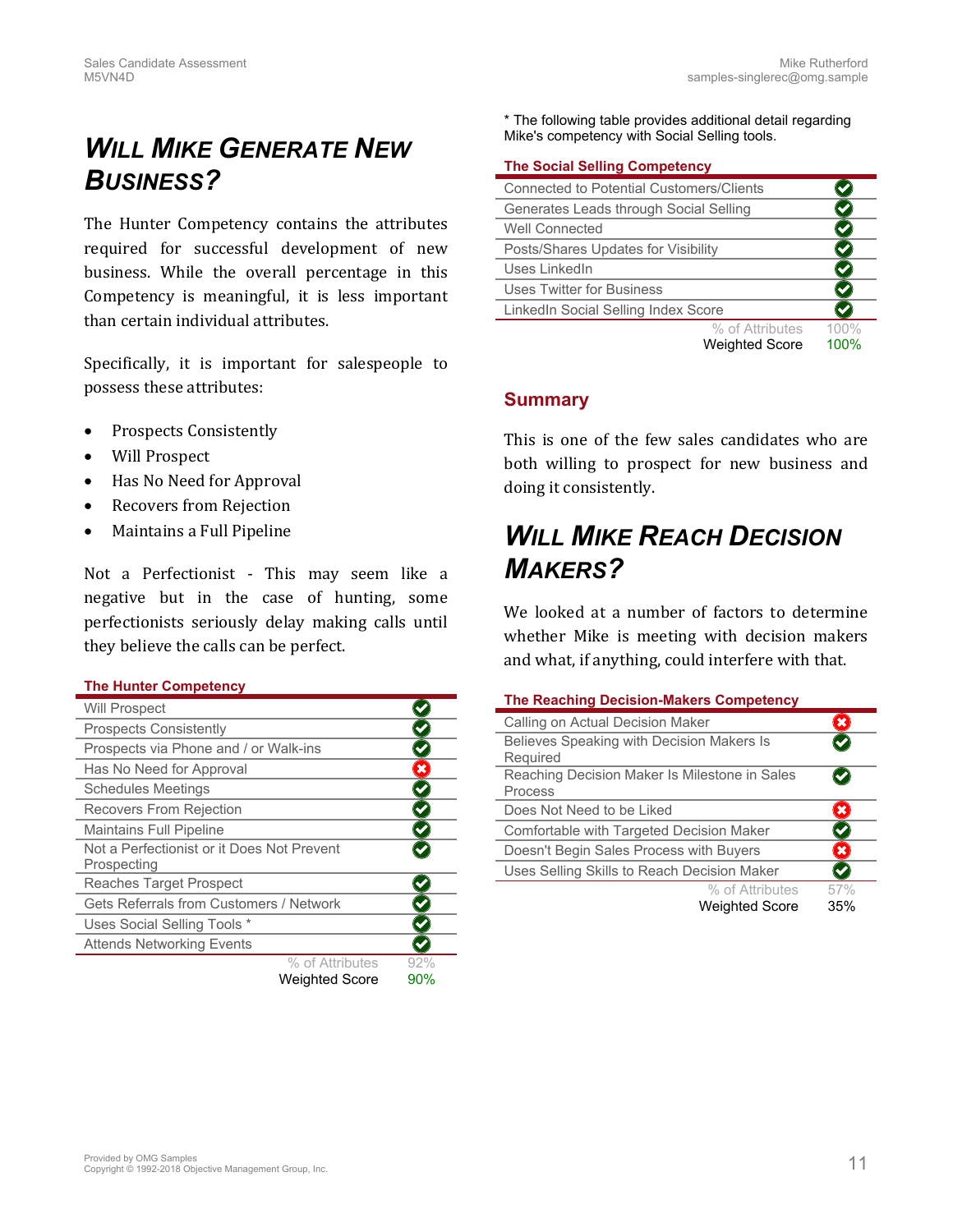# *WILL MIKE GENERATE NEW BUSINESS?*

The Hunter Competency contains the attributes required for successful development of new business. While the overall percentage in this Competency is meaningful, it is less important than certain individual attributes.

Specifically, it is important for salespeople to possess these attributes:

- Prospects Consistently
- Will Prospect
- Has No Need for Approval
- Recovers from Rejection
- Maintains a Full Pipeline

Not a Perfectionist - This may seem like a negative but in the case of hunting, some perfectionists seriously delay making calls until they believe the calls can be perfect.

**The Hunter Competency**

| Attribute | Result |
|---|---|
| Will Prospect | ✔ |
| Prospects Consistently | ✔ |
| Prospects via Phone and / or Walk-ins | ✔ |
| Has No Need for Approval | ✘ |
| Schedules Meetings | ✔ |
| Recovers From Rejection | ✔ |
| Maintains Full Pipeline | ✔ |
| Not a Perfectionist or it Does Not Prevent Prospecting | ✔ |
| Reaches Target Prospect | ✔ |
| Gets Referrals from Customers / Network | ✔ |
| Uses Social Selling Tools * | ✔ |
| Attends Networking Events | ✔ |
| % of Attributes | 92% |
| Weighted Score | 90% |

\* The following table provides additional detail regarding Mike's competency with Social Selling tools.

**The Social Selling Competency**

| Attribute | Result |
|---|---|
| Connected to Potential Customers/Clients | ✔ |
| Generates Leads through Social Selling | ✔ |
| Well Connected | ✔ |
| Posts/Shares Updates for Visibility | ✔ |
| Uses LinkedIn | ✔ |
| Uses Twitter for Business | ✔ |
| LinkedIn Social Selling Index Score | ✔ |
| % of Attributes | 100% |
| Weighted Score | 100% |

## Summary

This is one of the few sales candidates who are both willing to prospect for new business and doing it consistently.

# *WILL MIKE REACH DECISION MAKERS?*

We looked at a number of factors to determine whether Mike is meeting with decision makers and what, if anything, could interfere with that.

**The Reaching Decision-Makers Competency**

| Attribute | Result |
|---|---|
| Calling on Actual Decision Maker | ✘ |
| Believes Speaking with Decision Makers Is Required | ✔ |
| Reaching Decision Maker Is Milestone in Sales Process | ✔ |
| Does Not Need to be Liked | ✘ |
| Comfortable with Targeted Decision Maker | ✔ |
| Doesn't Begin Sales Process with Buyers | ✘ |
| Uses Selling Skills to Reach Decision Maker | ✔ |
| % of Attributes | 57% |
| Weighted Score | 35% |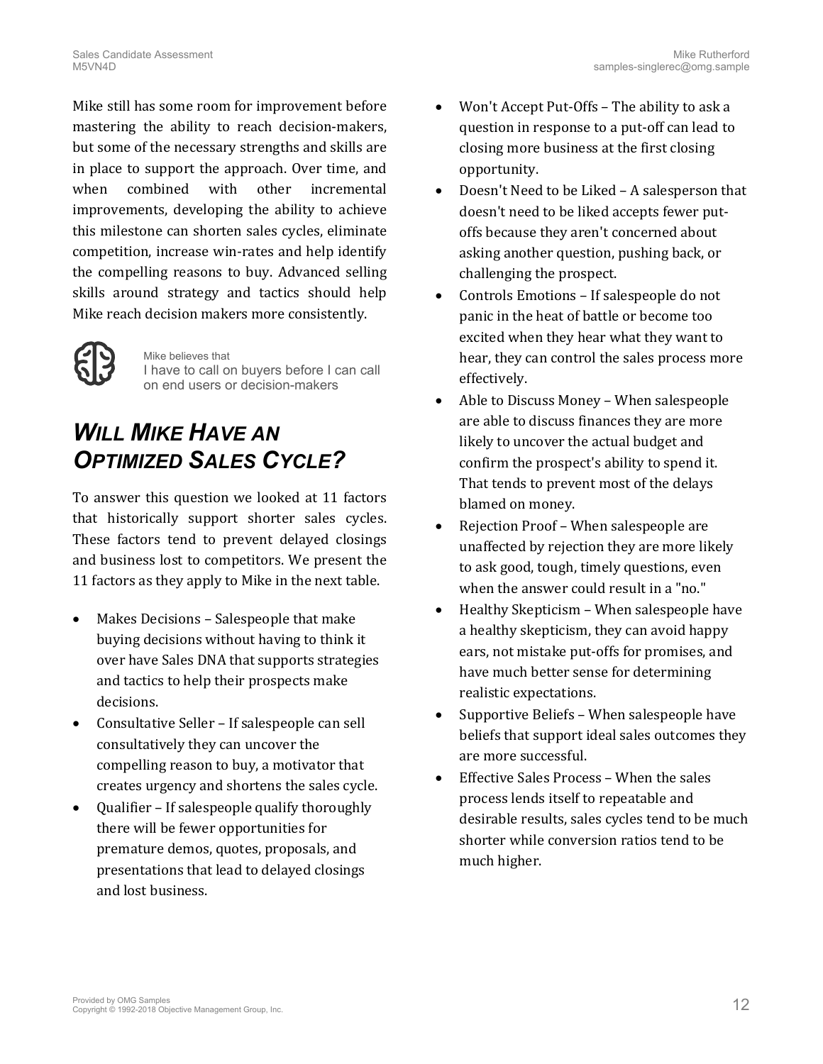Mike still has some room for improvement before mastering the ability to reach decision-makers, but some of the necessary strengths and skills are in place to support the approach. Over time, and when combined with other incremental improvements, developing the ability to achieve this milestone can shorten sales cycles, eliminate competition, increase win-rates and help identify the compelling reasons to buy. Advanced selling skills around strategy and tactics should help Mike reach decision makers more consistently.

Mike believes that
I have to call on buyers before I can call on end users or decision-makers

## *Will Mike Have an Optimized Sales Cycle?*

To answer this question we looked at 11 factors that historically support shorter sales cycles. These factors tend to prevent delayed closings and business lost to competitors. We present the 11 factors as they apply to Mike in the next table.

- Makes Decisions – Salespeople that make buying decisions without having to think it over have Sales DNA that supports strategies and tactics to help their prospects make decisions.
- Consultative Seller – If salespeople can sell consultatively they can uncover the compelling reason to buy, a motivator that creates urgency and shortens the sales cycle.
- Qualifier – If salespeople qualify thoroughly there will be fewer opportunities for premature demos, quotes, proposals, and presentations that lead to delayed closings and lost business.
- Won't Accept Put-Offs – The ability to ask a question in response to a put-off can lead to closing more business at the first closing opportunity.
- Doesn't Need to be Liked – A salesperson that doesn't need to be liked accepts fewer put-offs because they aren't concerned about asking another question, pushing back, or challenging the prospect.
- Controls Emotions – If salespeople do not panic in the heat of battle or become too excited when they hear what they want to hear, they can control the sales process more effectively.
- Able to Discuss Money – When salespeople are able to discuss finances they are more likely to uncover the actual budget and confirm the prospect's ability to spend it. That tends to prevent most of the delays blamed on money.
- Rejection Proof – When salespeople are unaffected by rejection they are more likely to ask good, tough, timely questions, even when the answer could result in a "no."
- Healthy Skepticism – When salespeople have a healthy skepticism, they can avoid happy ears, not mistake put-offs for promises, and have much better sense for determining realistic expectations.
- Supportive Beliefs – When salespeople have beliefs that support ideal sales outcomes they are more successful.
- Effective Sales Process – When the sales process lends itself to repeatable and desirable results, sales cycles tend to be much shorter while conversion ratios tend to be much higher.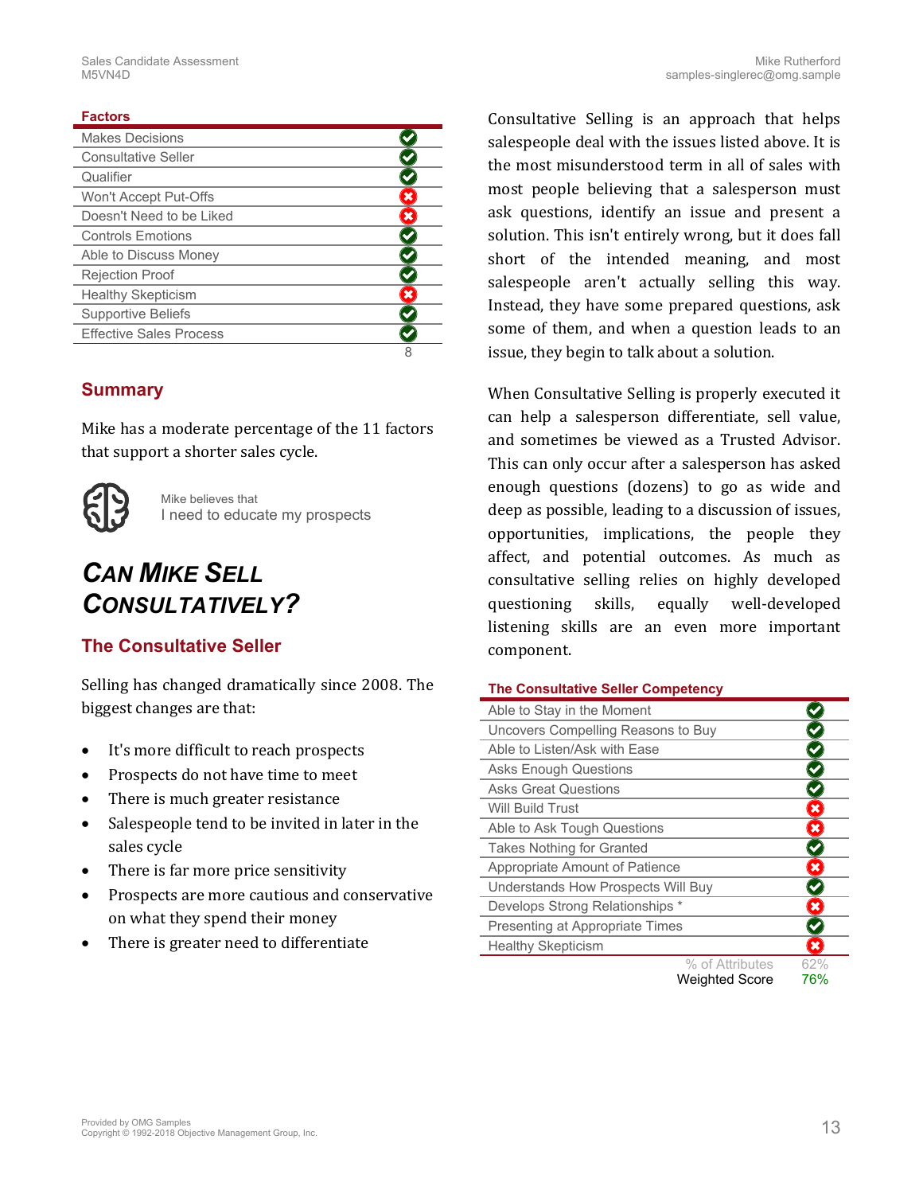## Factors

| Factors | |
|---|---|
| Makes Decisions | ✔ |
| Consultative Seller | ✔ |
| Qualifier | ✔ |
| Won't Accept Put-Offs | ✘ |
| Doesn't Need to be Liked | ✘ |
| Controls Emotions | ✔ |
| Able to Discuss Money | ✔ |
| Rejection Proof | ✔ |
| Healthy Skepticism | ✘ |
| Supportive Beliefs | ✔ |
| Effective Sales Process | ✔ |
| | 8 |

## Summary

Mike has a moderate percentage of the 11 factors that support a shorter sales cycle.

Mike believes that
I need to educate my prospects

# Can Mike Sell Consultatively?

## The Consultative Seller

Selling has changed dramatically since 2008. The biggest changes are that:

- It's more difficult to reach prospects
- Prospects do not have time to meet
- There is much greater resistance
- Salespeople tend to be invited in later in the sales cycle
- There is far more price sensitivity
- Prospects are more cautious and conservative on what they spend their money
- There is greater need to differentiate

Consultative Selling is an approach that helps salespeople deal with the issues listed above. It is the most misunderstood term in all of sales with most people believing that a salesperson must ask questions, identify an issue and present a solution. This isn't entirely wrong, but it does fall short of the intended meaning, and most salespeople aren't actually selling this way. Instead, they have some prepared questions, ask some of them, and when a question leads to an issue, they begin to talk about a solution.

When Consultative Selling is properly executed it can help a salesperson differentiate, sell value, and sometimes be viewed as a Trusted Advisor. This can only occur after a salesperson has asked enough questions (dozens) to go as wide and deep as possible, leading to a discussion of issues, opportunities, implications, the people they affect, and potential outcomes. As much as consultative selling relies on highly developed questioning skills, equally well-developed listening skills are an even more important component.

### The Consultative Seller Competency

| The Consultative Seller Competency | |
|---|---|
| Able to Stay in the Moment | ✔ |
| Uncovers Compelling Reasons to Buy | ✔ |
| Able to Listen/Ask with Ease | ✔ |
| Asks Enough Questions | ✔ |
| Asks Great Questions | ✔ |
| Will Build Trust | ✘ |
| Able to Ask Tough Questions | ✘ |
| Takes Nothing for Granted | ✔ |
| Appropriate Amount of Patience | ✘ |
| Understands How Prospects Will Buy | ✔ |
| Develops Strong Relationships * | ✘ |
| Presenting at Appropriate Times | ✔ |
| Healthy Skepticism | ✘ |
| % of Attributes | 62% |
| Weighted Score | 76% |

Provided by OMG Samples
Copyright © 1992-2018 Objective Management Group, Inc.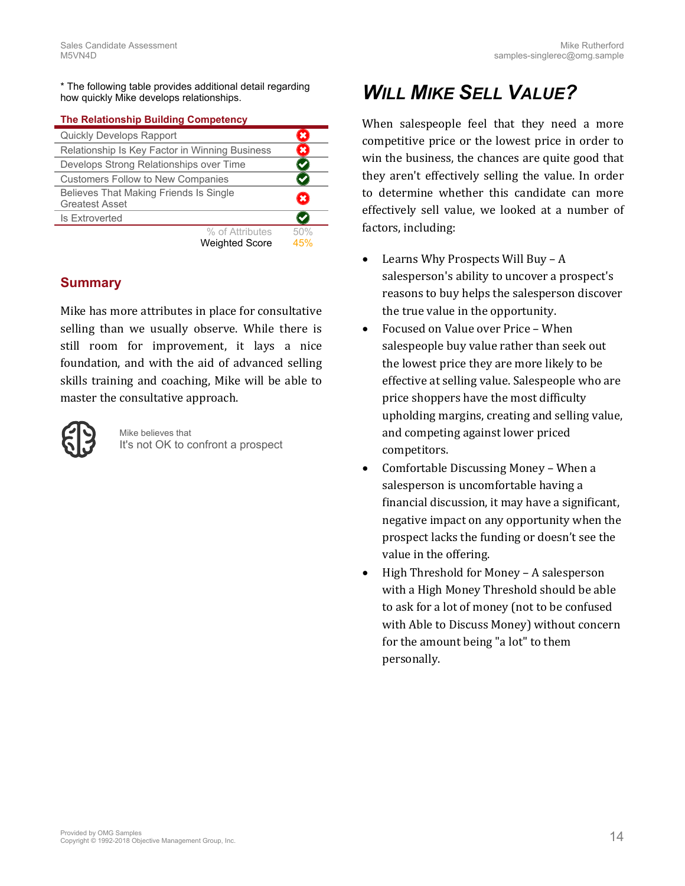* The following table provides additional detail regarding how quickly Mike develops relationships.

| The Relationship Building Competency | |
|---|---|
| Quickly Develops Rapport | ✗ |
| Relationship Is Key Factor in Winning Business | ✗ |
| Develops Strong Relationships over Time | ✓ |
| Customers Follow to New Companies | ✓ |
| Believes That Making Friends Is Single Greatest Asset | ✗ |
| Is Extroverted | ✓ |
| % of Attributes | 50% |
| Weighted Score | 45% |

## Summary

Mike has more attributes in place for consultative selling than we usually observe. While there is still room for improvement, it lays a nice foundation, and with the aid of advanced selling skills training and coaching, Mike will be able to master the consultative approach.

Mike believes that
It's not OK to confront a prospect

# *Will Mike Sell Value?*

When salespeople feel that they need a more competitive price or the lowest price in order to win the business, the chances are quite good that they aren't effectively selling the value. In order to determine whether this candidate can more effectively sell value, we looked at a number of factors, including:

- Learns Why Prospects Will Buy – A salesperson's ability to uncover a prospect's reasons to buy helps the salesperson discover the true value in the opportunity.
- Focused on Value over Price – When salespeople buy value rather than seek out the lowest price they are more likely to be effective at selling value. Salespeople who are price shoppers have the most difficulty upholding margins, creating and selling value, and competing against lower priced competitors.
- Comfortable Discussing Money – When a salesperson is uncomfortable having a financial discussion, it may have a significant, negative impact on any opportunity when the prospect lacks the funding or doesn't see the value in the offering.
- High Threshold for Money – A salesperson with a High Money Threshold should be able to ask for a lot of money (not to be confused with Able to Discuss Money) without concern for the amount being "a lot" to them personally.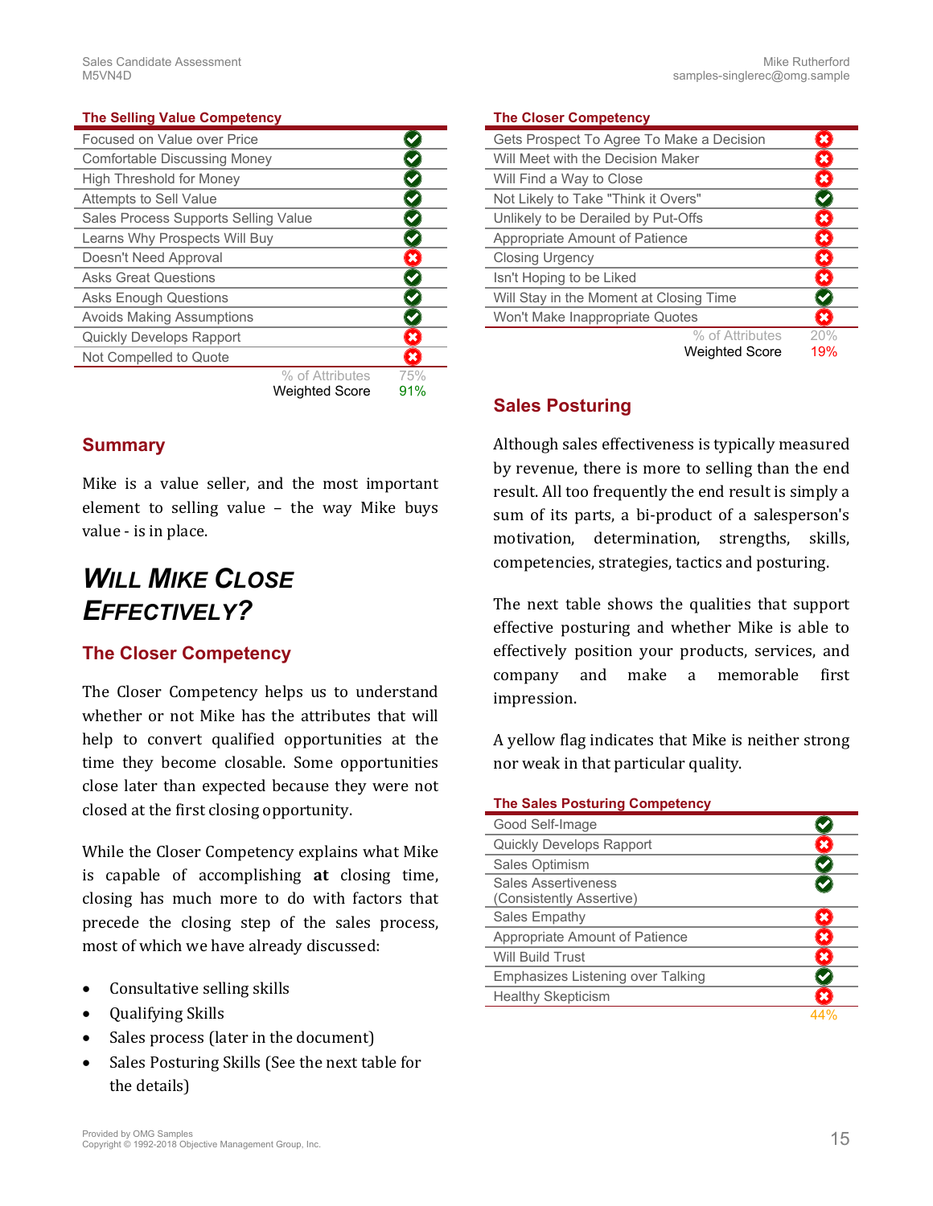### The Selling Value Competency

| Attribute | |
|---|---|
| Focused on Value over Price | ✔ |
| Comfortable Discussing Money | ✔ |
| High Threshold for Money | ✔ |
| Attempts to Sell Value | ✔ |
| Sales Process Supports Selling Value | ✔ |
| Learns Why Prospects Will Buy | ✔ |
| Doesn't Need Approval | ✘ |
| Asks Great Questions | ✔ |
| Asks Enough Questions | ✔ |
| Avoids Making Assumptions | ✔ |
| Quickly Develops Rapport | ✘ |
| Not Compelled to Quote | ✘ |
| % of Attributes | 75% |
| Weighted Score | 91% |

## Summary

Mike is a value seller, and the most important element to selling value – the way Mike buys value - is in place.

# WILL MIKE CLOSE EFFECTIVELY?

## The Closer Competency

The Closer Competency helps us to understand whether or not Mike has the attributes that will help to convert qualified opportunities at the time they become closable. Some opportunities close later than expected because they were not closed at the first closing opportunity.

While the Closer Competency explains what Mike is capable of accomplishing **at** closing time, closing has much more to do with factors that precede the closing step of the sales process, most of which we have already discussed:

- Consultative selling skills
- Qualifying Skills
- Sales process (later in the document)
- Sales Posturing Skills (See the next table for the details)

### The Closer Competency

| Attribute | |
|---|---|
| Gets Prospect To Agree To Make a Decision | ✘ |
| Will Meet with the Decision Maker | ✘ |
| Will Find a Way to Close | ✘ |
| Not Likely to Take "Think it Overs" | ✔ |
| Unlikely to be Derailed by Put-Offs | ✘ |
| Appropriate Amount of Patience | ✘ |
| Closing Urgency | ✘ |
| Isn't Hoping to be Liked | ✘ |
| Will Stay in the Moment at Closing Time | ✔ |
| Won't Make Inappropriate Quotes | ✘ |
| % of Attributes | 20% |
| Weighted Score | 19% |

## Sales Posturing

Although sales effectiveness is typically measured by revenue, there is more to selling than the end result. All too frequently the end result is simply a sum of its parts, a bi-product of a salesperson's motivation, determination, strengths, skills, competencies, strategies, tactics and posturing.

The next table shows the qualities that support effective posturing and whether Mike is able to effectively position your products, services, and company and make a memorable first impression.

A yellow flag indicates that Mike is neither strong nor weak in that particular quality.

### The Sales Posturing Competency

| Attribute | |
|---|---|
| Good Self-Image | ✔ |
| Quickly Develops Rapport | ✘ |
| Sales Optimism | ✔ |
| Sales Assertiveness (Consistently Assertive) | ✔ |
| Sales Empathy | ✘ |
| Appropriate Amount of Patience | ✘ |
| Will Build Trust | ✘ |
| Emphasizes Listening over Talking | ✔ |
| Healthy Skepticism | ✘ |
| | 44% |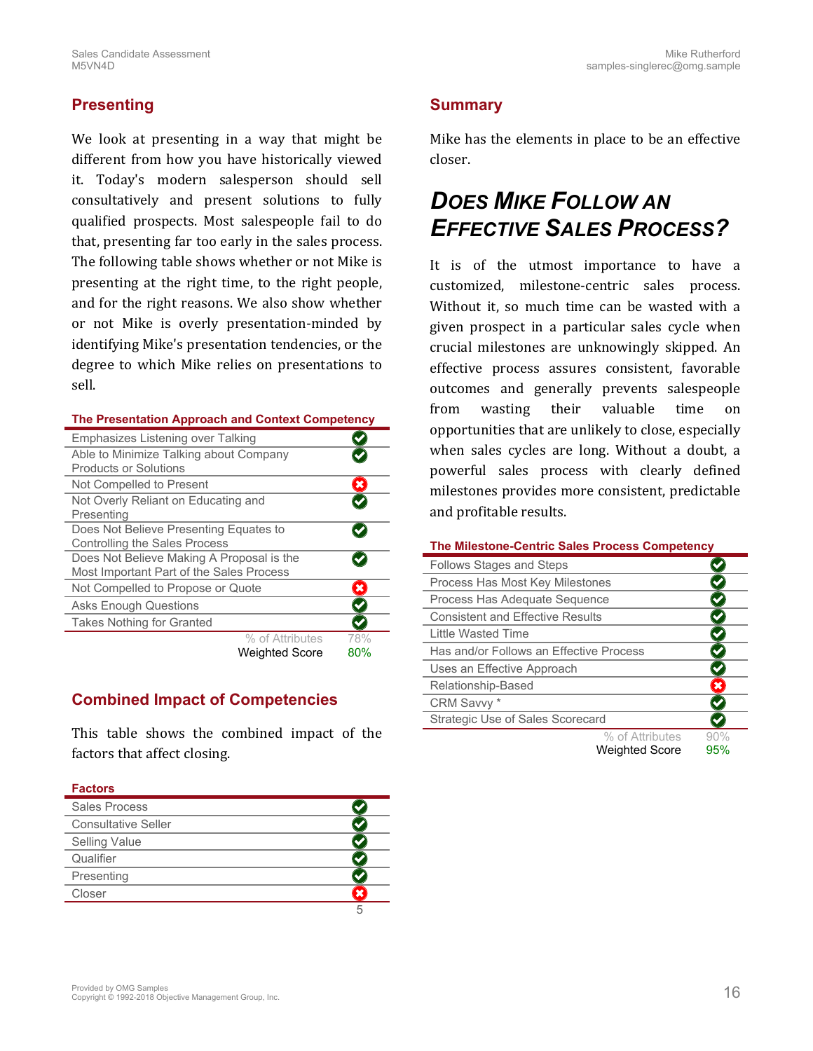## Presenting

We look at presenting in a way that might be different from how you have historically viewed it. Today's modern salesperson should sell consultatively and present solutions to fully qualified prospects. Most salespeople fail to do that, presenting far too early in the sales process. The following table shows whether or not Mike is presenting at the right time, to the right people, and for the right reasons. We also show whether or not Mike is overly presentation-minded by identifying Mike's presentation tendencies, or the degree to which Mike relies on presentations to sell.

**The Presentation Approach and Context Competency**

| Attribute | Result |
|---|---|
| Emphasizes Listening over Talking | ✔ |
| Able to Minimize Talking about Company Products or Solutions | ✔ |
| Not Compelled to Present | ✖ |
| Not Overly Reliant on Educating and Presenting | ✔ |
| Does Not Believe Presenting Equates to Controlling the Sales Process | ✔ |
| Does Not Believe Making A Proposal is the Most Important Part of the Sales Process | ✔ |
| Not Compelled to Propose or Quote | ✖ |
| Asks Enough Questions | ✔ |
| Takes Nothing for Granted | ✔ |
| % of Attributes | 78% |
| Weighted Score | 80% |

## Combined Impact of Competencies

This table shows the combined impact of the factors that affect closing.

| Factors | |
|---|---|
| Sales Process | ✔ |
| Consultative Seller | ✔ |
| Selling Value | ✔ |
| Qualifier | ✔ |
| Presenting | ✔ |
| Closer | ✖ |
| | 5 |

## Summary

Mike has the elements in place to be an effective closer.

# Does Mike Follow an Effective Sales Process?

It is of the utmost importance to have a customized, milestone-centric sales process. Without it, so much time can be wasted with a given prospect in a particular sales cycle when crucial milestones are unknowingly skipped. An effective process assures consistent, favorable outcomes and generally prevents salespeople from wasting their valuable time on opportunities that are unlikely to close, especially when sales cycles are long. Without a doubt, a powerful sales process with clearly defined milestones provides more consistent, predictable and profitable results.

**The Milestone-Centric Sales Process Competency**

| Attribute | Result |
|---|---|
| Follows Stages and Steps | ✔ |
| Process Has Most Key Milestones | ✔ |
| Process Has Adequate Sequence | ✔ |
| Consistent and Effective Results | ✔ |
| Little Wasted Time | ✔ |
| Has and/or Follows an Effective Process | ✔ |
| Uses an Effective Approach | ✔ |
| Relationship-Based | ✖ |
| CRM Savvy * | ✔ |
| Strategic Use of Sales Scorecard | ✔ |
| % of Attributes | 90% |
| Weighted Score | 95% |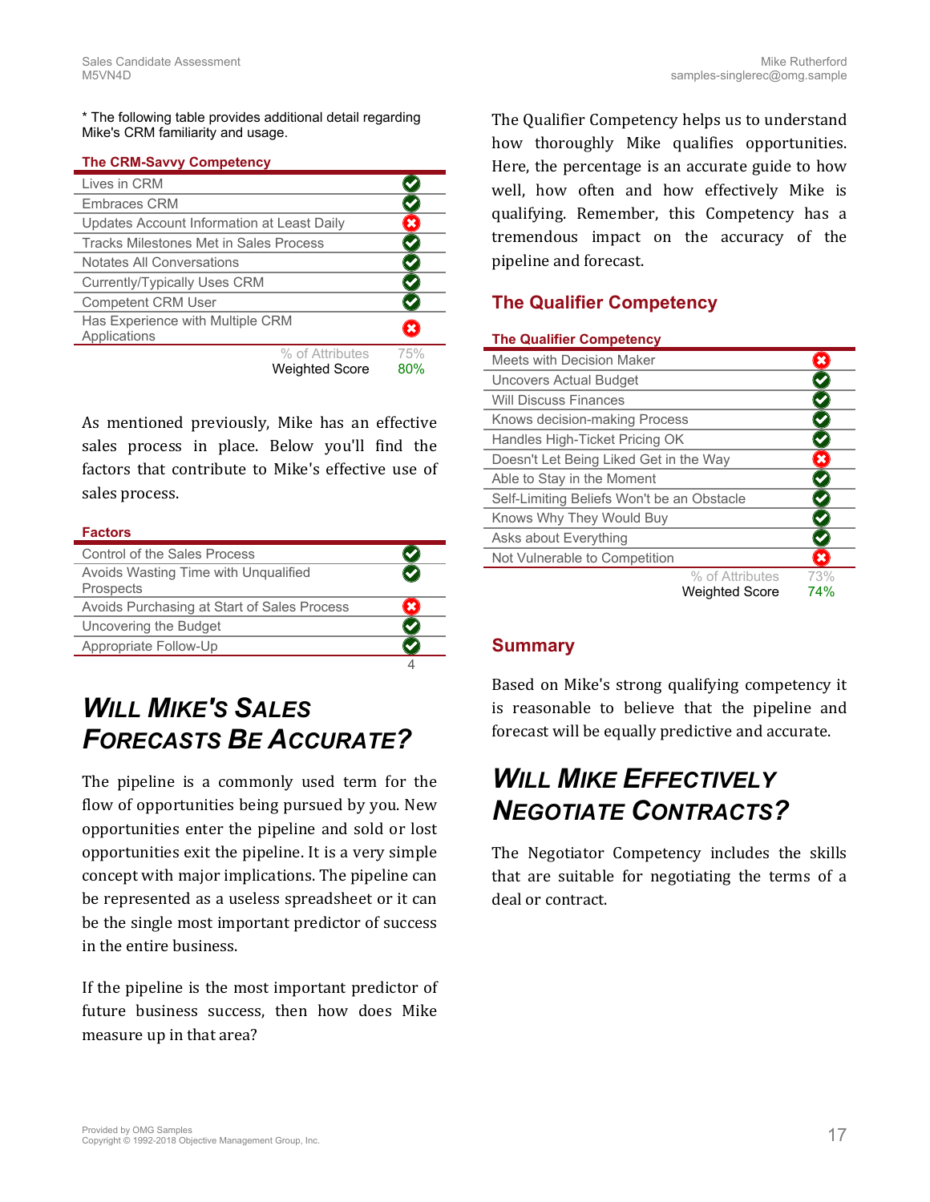* The following table provides additional detail regarding Mike's CRM familiarity and usage.

| The CRM-Savvy Competency | |
|---|---|
| Lives in CRM | ✔ |
| Embraces CRM | ✔ |
| Updates Account Information at Least Daily | ✘ |
| Tracks Milestones Met in Sales Process | ✔ |
| Notates All Conversations | ✔ |
| Currently/Typically Uses CRM | ✔ |
| Competent CRM User | ✔ |
| Has Experience with Multiple CRM Applications | ✘ |
| % of Attributes | 75% |
| Weighted Score | 80% |

As mentioned previously, Mike has an effective sales process in place. Below you'll find the factors that contribute to Mike's effective use of sales process.

| Factors | |
|---|---|
| Control of the Sales Process | ✔ |
| Avoids Wasting Time with Unqualified Prospects | ✔ |
| Avoids Purchasing at Start of Sales Process | ✘ |
| Uncovering the Budget | ✔ |
| Appropriate Follow-Up | ✔ |
| | 4 |

# Will Mike's Sales Forecasts Be Accurate?

The pipeline is a commonly used term for the flow of opportunities being pursued by you. New opportunities enter the pipeline and sold or lost opportunities exit the pipeline. It is a very simple concept with major implications. The pipeline can be represented as a useless spreadsheet or it can be the single most important predictor of success in the entire business.

If the pipeline is the most important predictor of future business success, then how does Mike measure up in that area?

The Qualifier Competency helps us to understand how thoroughly Mike qualifies opportunities. Here, the percentage is an accurate guide to how well, how often and how effectively Mike is qualifying. Remember, this Competency has a tremendous impact on the accuracy of the pipeline and forecast.

## The Qualifier Competency

| The Qualifier Competency | |
|---|---|
| Meets with Decision Maker | ✘ |
| Uncovers Actual Budget | ✔ |
| Will Discuss Finances | ✔ |
| Knows decision-making Process | ✔ |
| Handles High-Ticket Pricing OK | ✔ |
| Doesn't Let Being Liked Get in the Way | ✘ |
| Able to Stay in the Moment | ✔ |
| Self-Limiting Beliefs Won't be an Obstacle | ✔ |
| Knows Why They Would Buy | ✔ |
| Asks about Everything | ✔ |
| Not Vulnerable to Competition | ✘ |
| % of Attributes | 73% |
| Weighted Score | 74% |

## Summary

Based on Mike's strong qualifying competency it is reasonable to believe that the pipeline and forecast will be equally predictive and accurate.

# Will Mike Effectively Negotiate Contracts?

The Negotiator Competency includes the skills that are suitable for negotiating the terms of a deal or contract.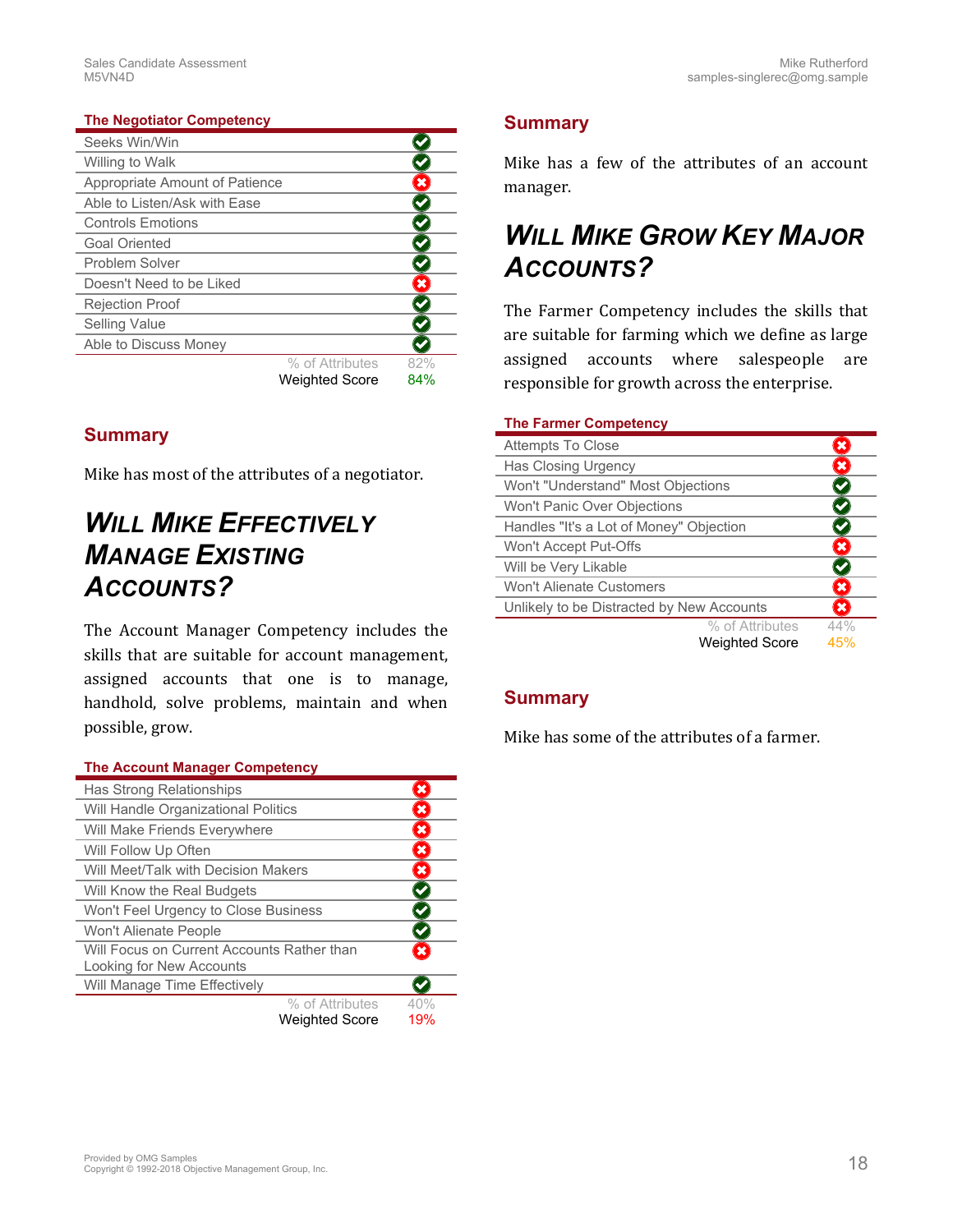### The Negotiator Competency

| | |
|---|---|
| Seeks Win/Win | ✔ |
| Willing to Walk | ✔ |
| Appropriate Amount of Patience | ✖ |
| Able to Listen/Ask with Ease | ✔ |
| Controls Emotions | ✔ |
| Goal Oriented | ✔ |
| Problem Solver | ✔ |
| Doesn't Need to be Liked | ✖ |
| Rejection Proof | ✔ |
| Selling Value | ✔ |
| Able to Discuss Money | ✔ |
| % of Attributes | 82% |
| Weighted Score | 84% |

## Summary

Mike has most of the attributes of a negotiator.

# *WILL MIKE EFFECTIVELY MANAGE EXISTING ACCOUNTS?*

The Account Manager Competency includes the skills that are suitable for account management, assigned accounts that one is to manage, handhold, solve problems, maintain and when possible, grow.

### The Account Manager Competency

| | |
|---|---|
| Has Strong Relationships | ✖ |
| Will Handle Organizational Politics | ✖ |
| Will Make Friends Everywhere | ✖ |
| Will Follow Up Often | ✖ |
| Will Meet/Talk with Decision Makers | ✖ |
| Will Know the Real Budgets | ✔ |
| Won't Feel Urgency to Close Business | ✔ |
| Won't Alienate People | ✔ |
| Will Focus on Current Accounts Rather than Looking for New Accounts | ✖ |
| Will Manage Time Effectively | ✔ |
| % of Attributes | 40% |
| Weighted Score | 19% |

## Summary

Mike has a few of the attributes of an account manager.

# *WILL MIKE GROW KEY MAJOR ACCOUNTS?*

The Farmer Competency includes the skills that are suitable for farming which we define as large assigned accounts where salespeople are responsible for growth across the enterprise.

### The Farmer Competency

| | |
|---|---|
| Attempts To Close | ✖ |
| Has Closing Urgency | ✖ |
| Won't "Understand" Most Objections | ✔ |
| Won't Panic Over Objections | ✔ |
| Handles "It's a Lot of Money" Objection | ✔ |
| Won't Accept Put-Offs | ✖ |
| Will be Very Likable | ✔ |
| Won't Alienate Customers | ✖ |
| Unlikely to be Distracted by New Accounts | ✖ |
| % of Attributes | 44% |
| Weighted Score | 45% |

## Summary

Mike has some of the attributes of a farmer.